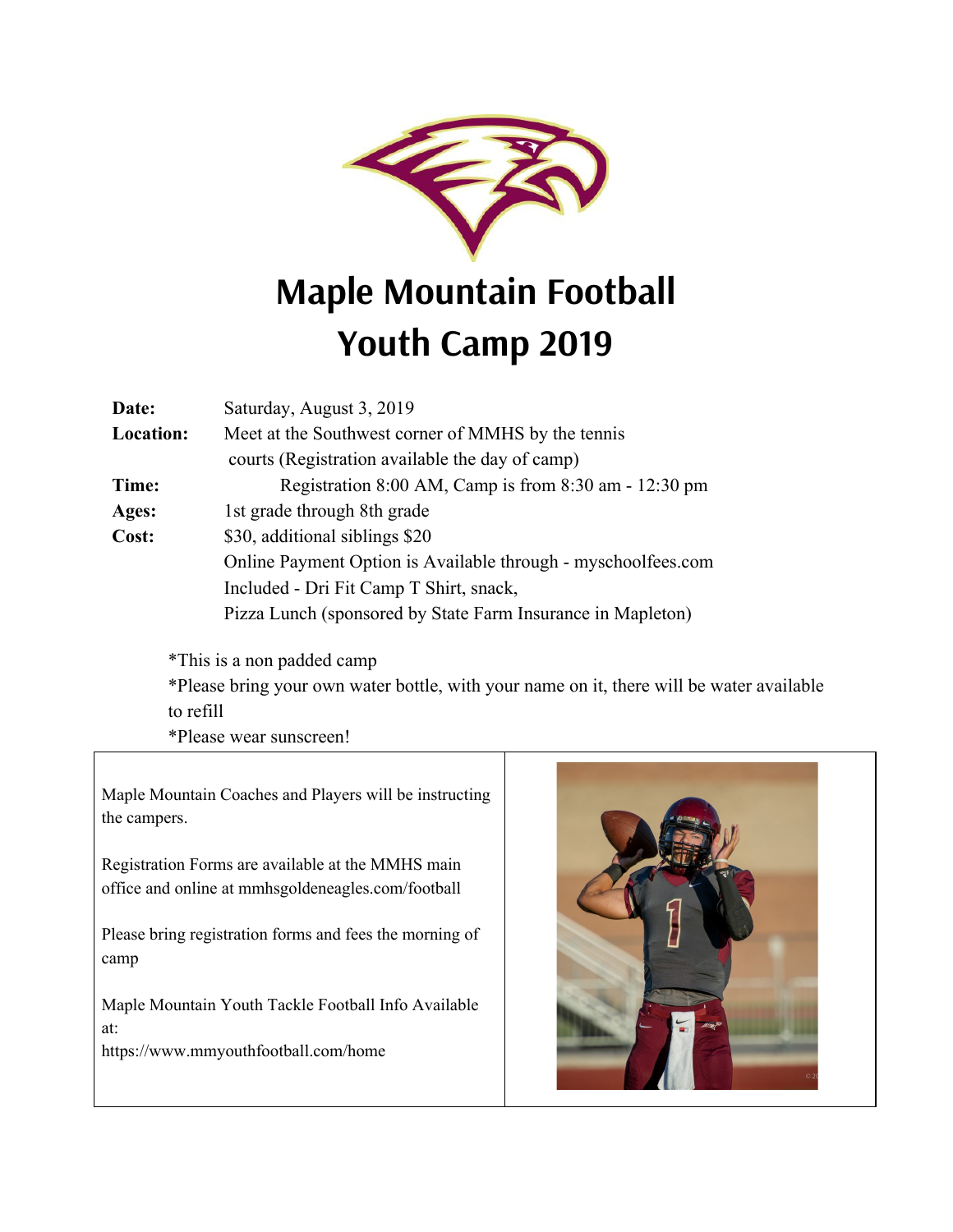# Maple Mountain Football Youth Camp 2019

**Date:** Saturday, August 3, 2019

**Location:** Meet at the Southwest corner of MMHS by the tennis courts (Registration available the day of camp)

**Time:** Registration 8:00 AM, Camp is from 8:30 am - 12:30 pm

**Ages:** 1st grade through 8th grade

**Cost:** $30, additional siblings $20
Online Payment Option is Available through - myschoolfees.com
Included - Dri Fit Camp T Shirt, snack,
Pizza Lunch (sponsored by State Farm Insurance in Mapleton)

*This is a non padded camp
*Please bring your own water bottle, with your name on it, there will be water available to refill
*Please wear sunscreen!

Maple Mountain Coaches and Players will be instructing the campers.

Registration Forms are available at the MMHS main office and online at mmhsgoldeneagles.com/football

Please bring registration forms and fees the morning of camp

Maple Mountain Youth Tackle Football Info Available at:
https://www.mmyouthfootball.com/home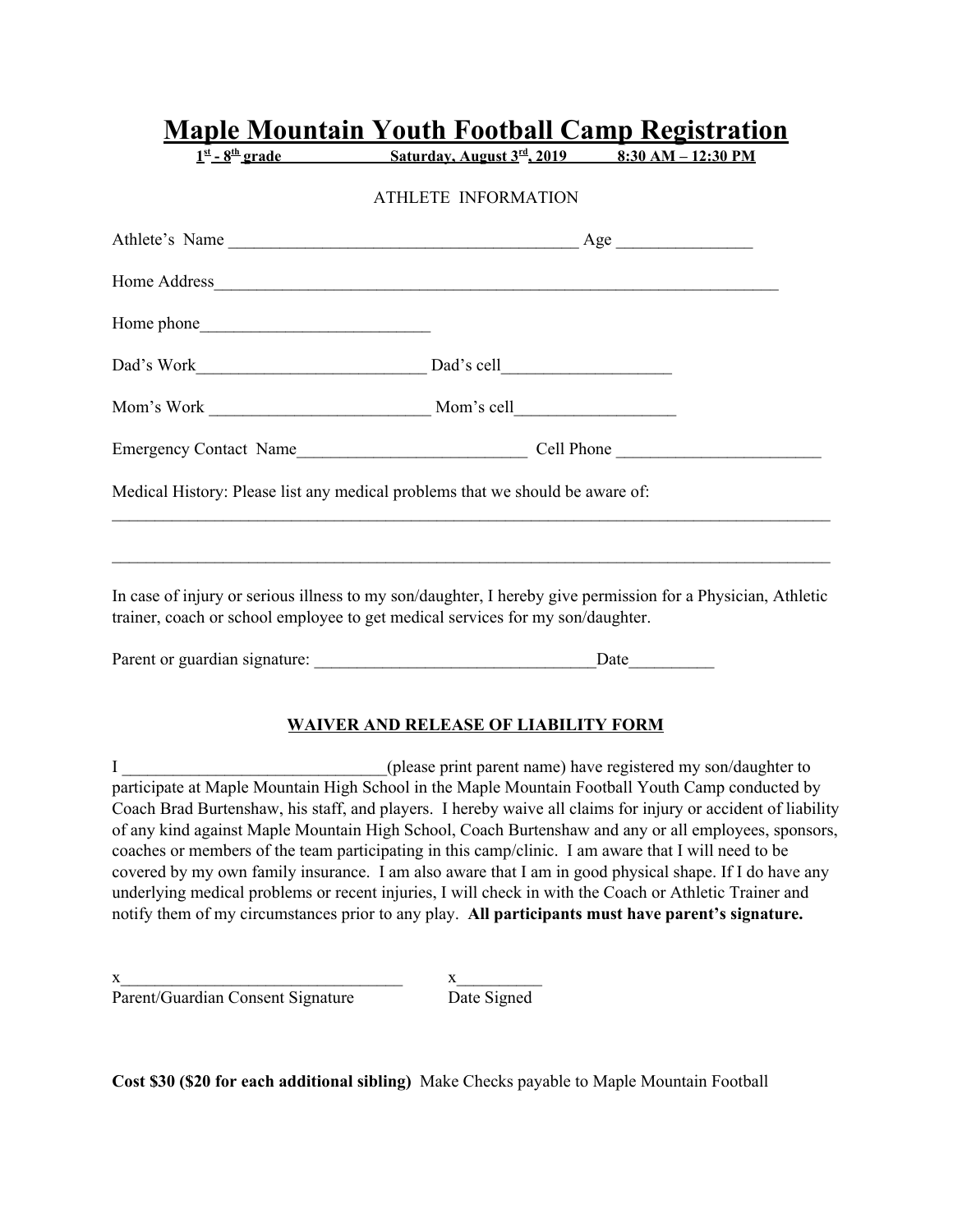# Maple Mountain Youth Football Camp Registration

**1st - 8th grade Saturday, August 3rd, 2019 8:30 AM – 12:30 PM**

ATHLETE INFORMATION

Athlete's Name ________________________________________ Age _______________

Home Address_________________________________________________________________

Home phone__________________________

Dad's Work__________________________ Dad's cell___________________

Mom's Work _________________________ Mom's cell__________________

Emergency Contact Name__________________________ Cell Phone _______________________

Medical History: Please list any medical problems that we should be aware of:

_________________________________________________________________________________

_________________________________________________________________________________

In case of injury or serious illness to my son/daughter, I hereby give permission for a Physician, Athletic trainer, coach or school employee to get medical services for my son/daughter.

Parent or guardian signature: ________________________________Date_________

## WAIVER AND RELEASE OF LIABILITY FORM

I ______________________________(please print parent name) have registered my son/daughter to participate at Maple Mountain High School in the Maple Mountain Football Youth Camp conducted by Coach Brad Burtenshaw, his staff, and players. I hereby waive all claims for injury or accident of liability of any kind against Maple Mountain High School, Coach Burtenshaw and any or all employees, sponsors, coaches or members of the team participating in this camp/clinic. I am aware that I will need to be covered by my own family insurance. I am also aware that I am in good physical shape. If I do have any underlying medical problems or recent injuries, I will check in with the Coach or Athletic Trainer and notify them of my circumstances prior to any play. **All participants must have parent's signature.**

x________________________________ x_________
Parent/Guardian Consent Signature Date Signed

**Cost $30 ($20 for each additional sibling)** Make Checks payable to Maple Mountain Football